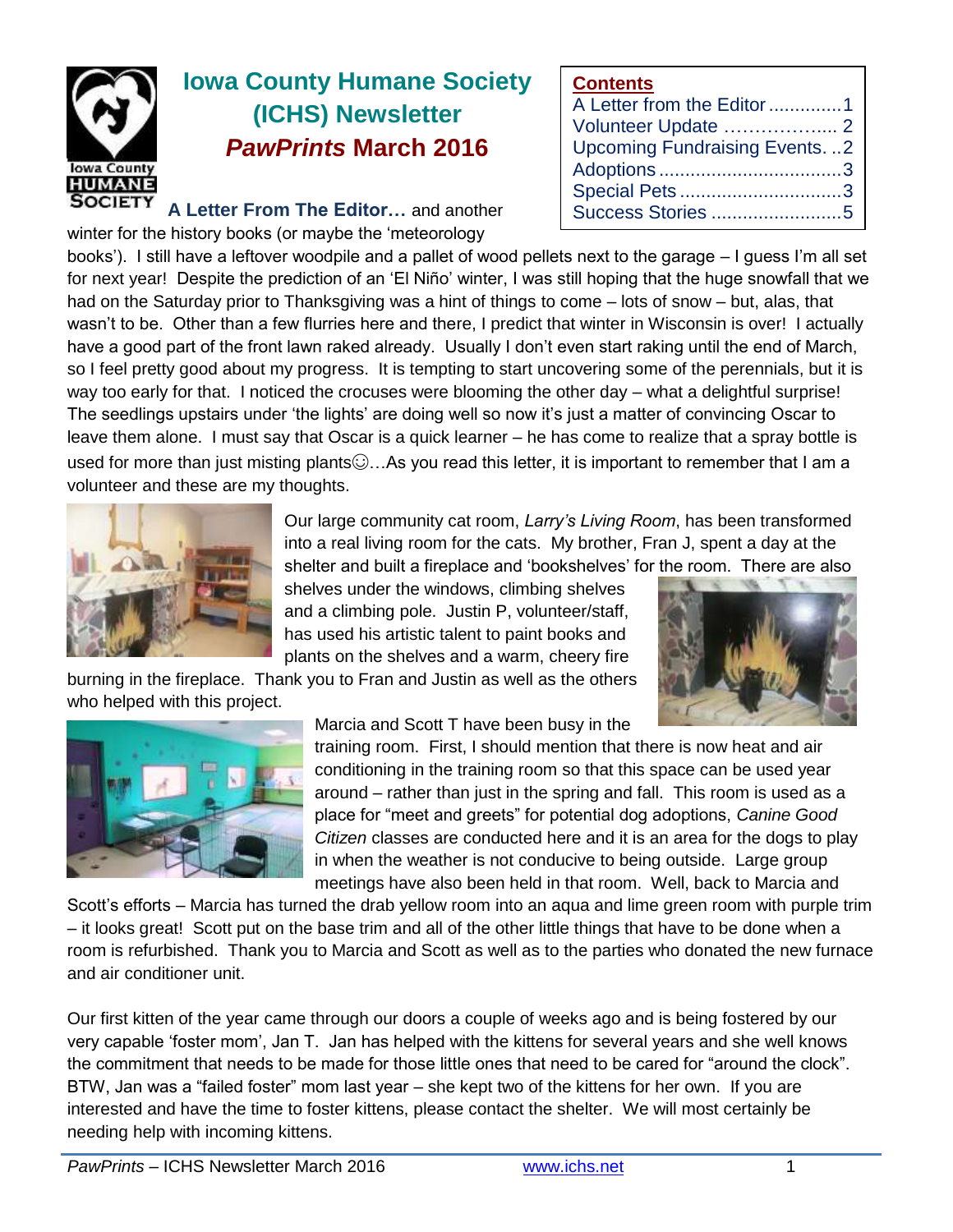# Iowa County Humane Society (ICHS) Newsletter

## *PawPrints* March 2016

**Contents**

- A Letter from the Editor .............1
- Volunteer Update .................. 2
- Upcoming Fundraising Events. ..2
- Adoptions ..................................3
- Special Pets ...............................3
- Success Stories .........................5

**A Letter From The Editor…** and another winter for the history books (or maybe the 'meteorology books'). I still have a leftover woodpile and a pallet of wood pellets next to the garage – I guess I'm all set for next year! Despite the prediction of an 'El Niño' winter, I was still hoping that the huge snowfall that we had on the Saturday prior to Thanksgiving was a hint of things to come – lots of snow – but, alas, that wasn't to be. Other than a few flurries here and there, I predict that winter in Wisconsin is over! I actually have a good part of the front lawn raked already. Usually I don't even start raking until the end of March, so I feel pretty good about my progress. It is tempting to start uncovering some of the perennials, but it is way too early for that. I noticed the crocuses were blooming the other day – what a delightful surprise! The seedlings upstairs under 'the lights' are doing well so now it's just a matter of convincing Oscar to leave them alone. I must say that Oscar is a quick learner – he has come to realize that a spray bottle is used for more than just misting plants☺…As you read this letter, it is important to remember that I am a volunteer and these are my thoughts.

Our large community cat room, *Larry's Living Room*, has been transformed into a real living room for the cats. My brother, Fran J, spent a day at the shelter and built a fireplace and 'bookshelves' for the room. There are also shelves under the windows, climbing shelves and a climbing pole. Justin P, volunteer/staff, has used his artistic talent to paint books and plants on the shelves and a warm, cheery fire burning in the fireplace. Thank you to Fran and Justin as well as the others who helped with this project.

Marcia and Scott T have been busy in the training room. First, I should mention that there is now heat and air conditioning in the training room so that this space can be used year around – rather than just in the spring and fall. This room is used as a place for "meet and greets" for potential dog adoptions, *Canine Good Citizen* classes are conducted here and it is an area for the dogs to play in when the weather is not conducive to being outside. Large group meetings have also been held in that room. Well, back to Marcia and Scott's efforts – Marcia has turned the drab yellow room into an aqua and lime green room with purple trim – it looks great! Scott put on the base trim and all of the other little things that have to be done when a room is refurbished. Thank you to Marcia and Scott as well as to the parties who donated the new furnace and air conditioner unit.

Our first kitten of the year came through our doors a couple of weeks ago and is being fostered by our very capable 'foster mom', Jan T. Jan has helped with the kittens for several years and she well knows the commitment that needs to be made for those little ones that need to be cared for "around the clock". BTW, Jan was a "failed foster" mom last year – she kept two of the kittens for her own. If you are interested and have the time to foster kittens, please contact the shelter. We will most certainly be needing help with incoming kittens.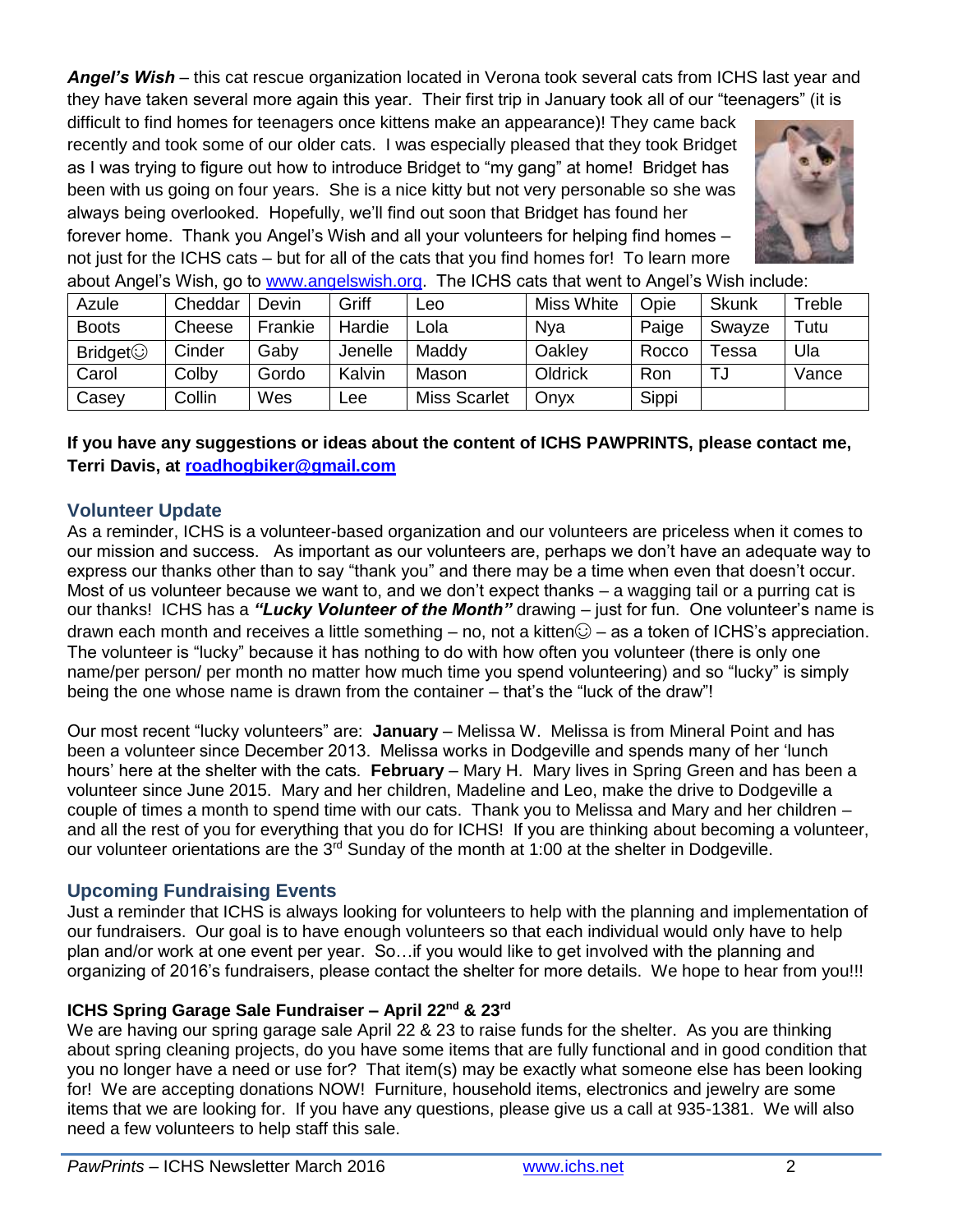***Angel's Wish*** – this cat rescue organization located in Verona took several cats from ICHS last year and they have taken several more again this year. Their first trip in January took all of our "teenagers" (it is difficult to find homes for teenagers once kittens make an appearance)! They came back recently and took some of our older cats. I was especially pleased that they took Bridget as I was trying to figure out how to introduce Bridget to "my gang" at home! Bridget has been with us going on four years. She is a nice kitty but not very personable so she was always being overlooked. Hopefully, we'll find out soon that Bridget has found her forever home. Thank you Angel's Wish and all your volunteers for helping find homes – not just for the ICHS cats – but for all of the cats that you find homes for! To learn more about Angel's Wish, go to www.angelswish.org. The ICHS cats that went to Angel's Wish include:

| Azule | Cheddar | Devin | Griff | Leo | Miss White | Opie | Skunk | Treble |
|---|---|---|---|---|---|---|---|---|
| Boots | Cheese | Frankie | Hardie | Lola | Nya | Paige | Swayze | Tutu |
| Bridget☺ | Cinder | Gaby | Jenelle | Maddy | Oakley | Rocco | Tessa | Ula |
| Carol | Colby | Gordo | Kalvin | Mason | Oldrick | Ron | TJ | Vance |
| Casey | Collin | Wes | Lee | Miss Scarlet | Onyx | Sippi | | |

**If you have any suggestions or ideas about the content of ICHS PAWPRINTS, please contact me, Terri Davis, at roadhogbiker@gmail.com**

## Volunteer Update

As a reminder, ICHS is a volunteer-based organization and our volunteers are priceless when it comes to our mission and success. As important as our volunteers are, perhaps we don't have an adequate way to express our thanks other than to say "thank you" and there may be a time when even that doesn't occur. Most of us volunteer because we want to, and we don't expect thanks – a wagging tail or a purring cat is our thanks! ICHS has a ***"Lucky Volunteer of the Month"*** drawing – just for fun. One volunteer's name is drawn each month and receives a little something – no, not a kitten☺ – as a token of ICHS's appreciation. The volunteer is "lucky" because it has nothing to do with how often you volunteer (there is only one name/per person/ per month no matter how much time you spend volunteering) and so "lucky" is simply being the one whose name is drawn from the container – that's the "luck of the draw"!

Our most recent "lucky volunteers" are: **January** – Melissa W. Melissa is from Mineral Point and has been a volunteer since December 2013. Melissa works in Dodgeville and spends many of her 'lunch hours' here at the shelter with the cats. **February** – Mary H. Mary lives in Spring Green and has been a volunteer since June 2015. Mary and her children, Madeline and Leo, make the drive to Dodgeville a couple of times a month to spend time with our cats. Thank you to Melissa and Mary and her children – and all the rest of you for everything that you do for ICHS! If you are thinking about becoming a volunteer, our volunteer orientations are the 3rd Sunday of the month at 1:00 at the shelter in Dodgeville.

## Upcoming Fundraising Events

Just a reminder that ICHS is always looking for volunteers to help with the planning and implementation of our fundraisers. Our goal is to have enough volunteers so that each individual would only have to help plan and/or work at one event per year. So…if you would like to get involved with the planning and organizing of 2016's fundraisers, please contact the shelter for more details. We hope to hear from you!!!

### ICHS Spring Garage Sale Fundraiser – April 22nd & 23rd

We are having our spring garage sale April 22 & 23 to raise funds for the shelter. As you are thinking about spring cleaning projects, do you have some items that are fully functional and in good condition that you no longer have a need or use for? That item(s) may be exactly what someone else has been looking for! We are accepting donations NOW! Furniture, household items, electronics and jewelry are some items that we are looking for. If you have any questions, please give us a call at 935-1381. We will also need a few volunteers to help staff this sale.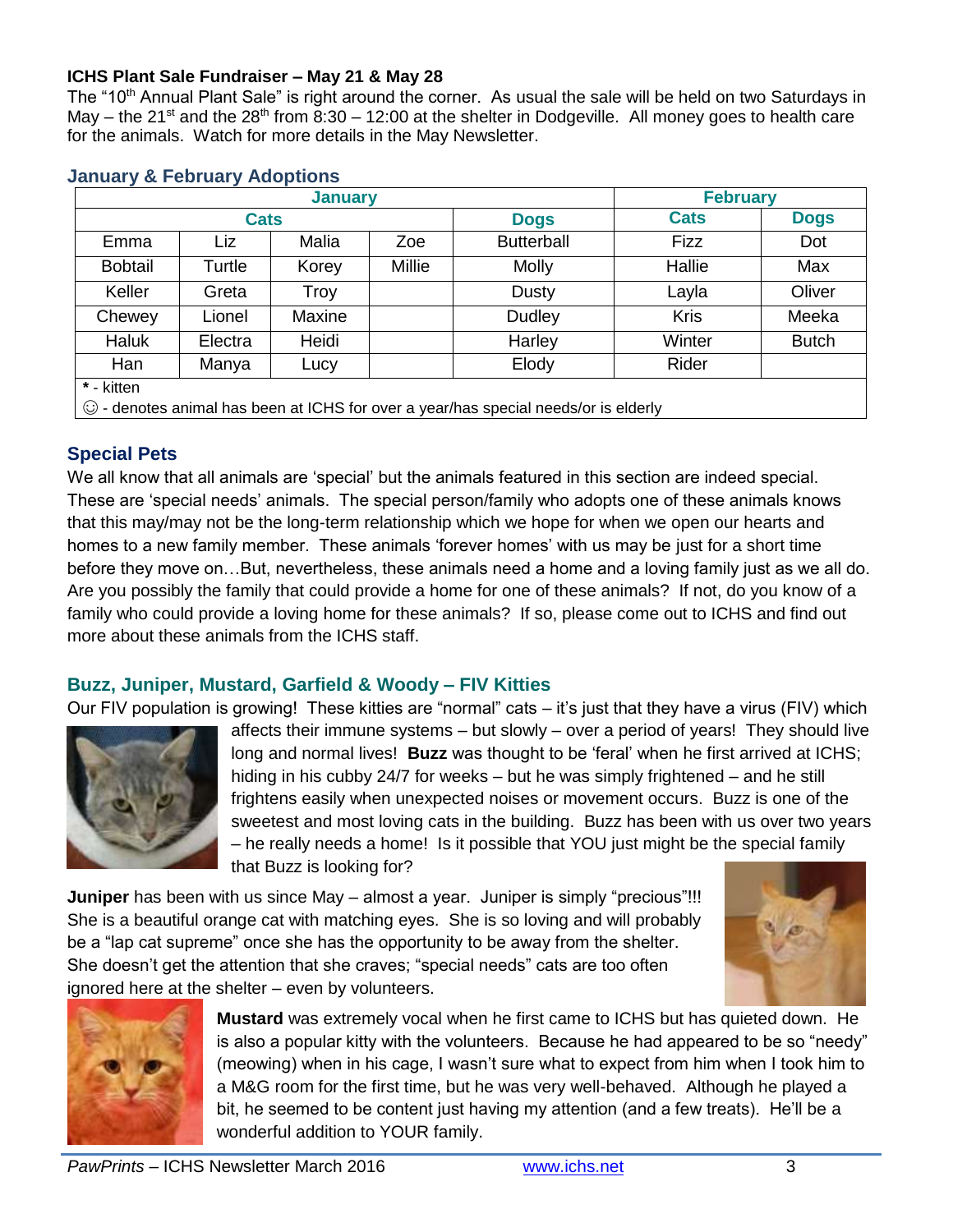**ICHS Plant Sale Fundraiser – May 21 & May 28**

The "10th Annual Plant Sale" is right around the corner. As usual the sale will be held on two Saturdays in May – the 21st and the 28th from 8:30 – 12:00 at the shelter in Dodgeville. All money goes to health care for the animals. Watch for more details in the May Newsletter.

### January & February Adoptions

| January | | | | | February | |
|---|---|---|---|---|---|---|
| Cats | | | | Dogs | Cats | Dogs |
| Emma | Liz | Malia | Zoe | Butterball | Fizz | Dot |
| Bobtail | Turtle | Korey | Millie | Molly | Hallie | Max |
| Keller | Greta | Troy | | Dusty | Layla | Oliver |
| Chewey | Lionel | Maxine | | Dudley | Kris | Meeka |
| Haluk | Electra | Heidi | | Harley | Winter | Butch |
| Han | Manya | Lucy | | Elody | Rider | |

**\*** - kitten
☺ - denotes animal has been at ICHS for over a year/has special needs/or is elderly

## Special Pets

We all know that all animals are 'special' but the animals featured in this section are indeed special. These are 'special needs' animals. The special person/family who adopts one of these animals knows that this may/may not be the long-term relationship which we hope for when we open our hearts and homes to a new family member. These animals 'forever homes' with us may be just for a short time before they move on…But, nevertheless, these animals need a home and a loving family just as we all do. Are you possibly the family that could provide a home for one of these animals? If not, do you know of a family who could provide a loving home for these animals? If so, please come out to ICHS and find out more about these animals from the ICHS staff.

### Buzz, Juniper, Mustard, Garfield & Woody – FIV Kitties

Our FIV population is growing! These kitties are "normal" cats – it's just that they have a virus (FIV) which affects their immune systems – but slowly – over a period of years! They should live long and normal lives! **Buzz** was thought to be 'feral' when he first arrived at ICHS; hiding in his cubby 24/7 for weeks – but he was simply frightened – and he still frightens easily when unexpected noises or movement occurs. Buzz is one of the sweetest and most loving cats in the building. Buzz has been with us over two years – he really needs a home! Is it possible that YOU just might be the special family that Buzz is looking for?

**Juniper** has been with us since May – almost a year. Juniper is simply "precious"!!! She is a beautiful orange cat with matching eyes. She is so loving and will probably be a "lap cat supreme" once she has the opportunity to be away from the shelter. She doesn't get the attention that she craves; "special needs" cats are too often ignored here at the shelter – even by volunteers.

**Mustard** was extremely vocal when he first came to ICHS but has quieted down. He is also a popular kitty with the volunteers. Because he had appeared to be so "needy" (meowing) when in his cage, I wasn't sure what to expect from him when I took him to a M&G room for the first time, but he was very well-behaved. Although he played a bit, he seemed to be content just having my attention (and a few treats). He'll be a wonderful addition to YOUR family.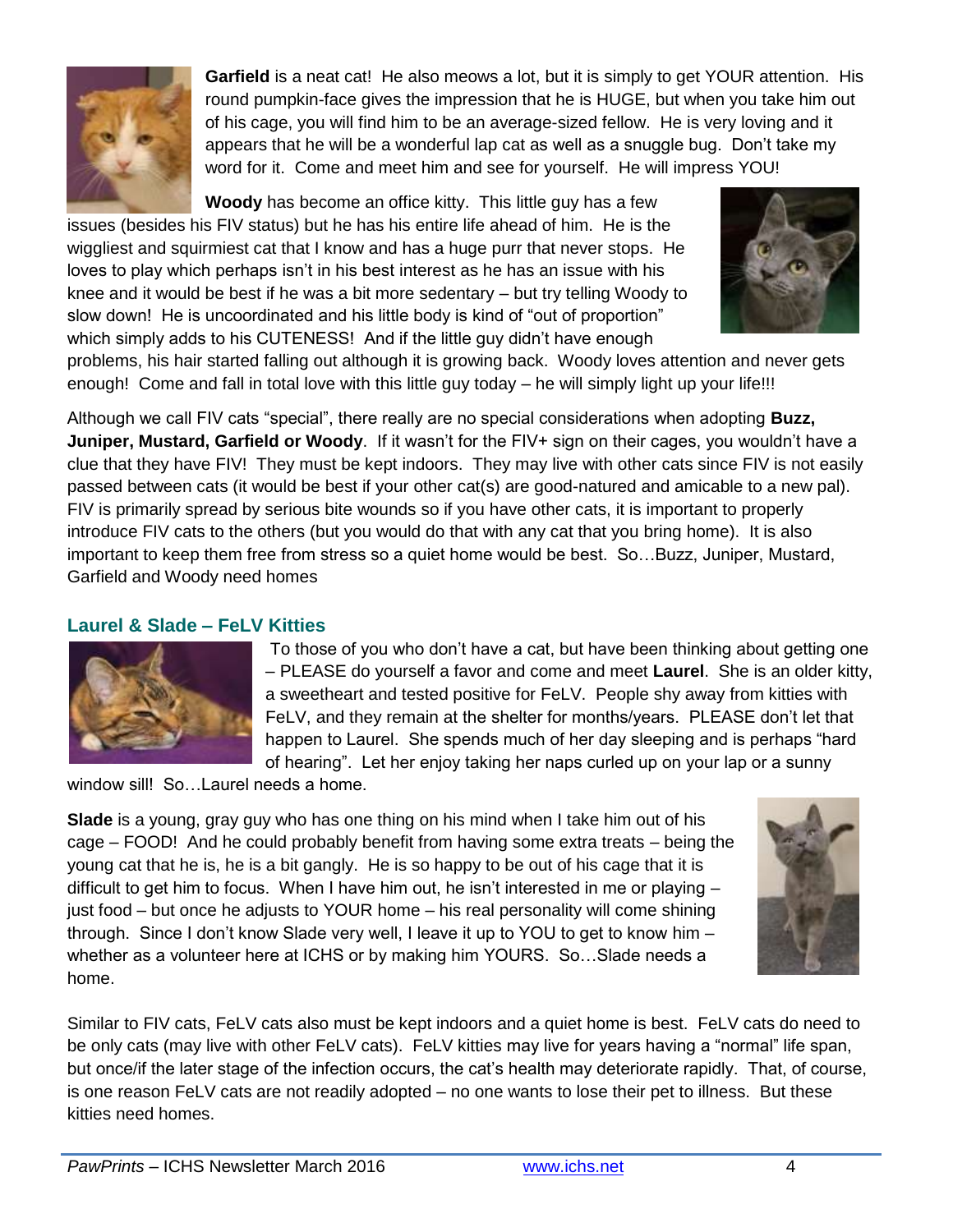**Garfield** is a neat cat! He also meows a lot, but it is simply to get YOUR attention. His round pumpkin-face gives the impression that he is HUGE, but when you take him out of his cage, you will find him to be an average-sized fellow. He is very loving and it appears that he will be a wonderful lap cat as well as a snuggle bug. Don't take my word for it. Come and meet him and see for yourself. He will impress YOU!

**Woody** has become an office kitty. This little guy has a few issues (besides his FIV status) but he has his entire life ahead of him. He is the wiggliest and squirmiest cat that I know and has a huge purr that never stops. He loves to play which perhaps isn't in his best interest as he has an issue with his knee and it would be best if he was a bit more sedentary – but try telling Woody to slow down! He is uncoordinated and his little body is kind of "out of proportion" which simply adds to his CUTENESS! And if the little guy didn't have enough problems, his hair started falling out although it is growing back. Woody loves attention and never gets enough! Come and fall in total love with this little guy today – he will simply light up your life!!!

Although we call FIV cats "special", there really are no special considerations when adopting **Buzz, Juniper, Mustard, Garfield or Woody**. If it wasn't for the FIV+ sign on their cages, you wouldn't have a clue that they have FIV! They must be kept indoors. They may live with other cats since FIV is not easily passed between cats (it would be best if your other cat(s) are good-natured and amicable to a new pal). FIV is primarily spread by serious bite wounds so if you have other cats, it is important to properly introduce FIV cats to the others (but you would do that with any cat that you bring home). It is also important to keep them free from stress so a quiet home would be best. So…Buzz, Juniper, Mustard, Garfield and Woody need homes

## Laurel & Slade – FeLV Kitties

To those of you who don't have a cat, but have been thinking about getting one – PLEASE do yourself a favor and come and meet **Laurel**. She is an older kitty, a sweetheart and tested positive for FeLV. People shy away from kitties with FeLV, and they remain at the shelter for months/years. PLEASE don't let that happen to Laurel. She spends much of her day sleeping and is perhaps "hard of hearing". Let her enjoy taking her naps curled up on your lap or a sunny window sill! So…Laurel needs a home.

**Slade** is a young, gray guy who has one thing on his mind when I take him out of his cage – FOOD! And he could probably benefit from having some extra treats – being the young cat that he is, he is a bit gangly. He is so happy to be out of his cage that it is difficult to get him to focus. When I have him out, he isn't interested in me or playing – just food – but once he adjusts to YOUR home – his real personality will come shining through. Since I don't know Slade very well, I leave it up to YOU to get to know him – whether as a volunteer here at ICHS or by making him YOURS. So…Slade needs a home.

Similar to FIV cats, FeLV cats also must be kept indoors and a quiet home is best. FeLV cats do need to be only cats (may live with other FeLV cats). FeLV kitties may live for years having a "normal" life span, but once/if the later stage of the infection occurs, the cat's health may deteriorate rapidly. That, of course, is one reason FeLV cats are not readily adopted – no one wants to lose their pet to illness. But these kitties need homes.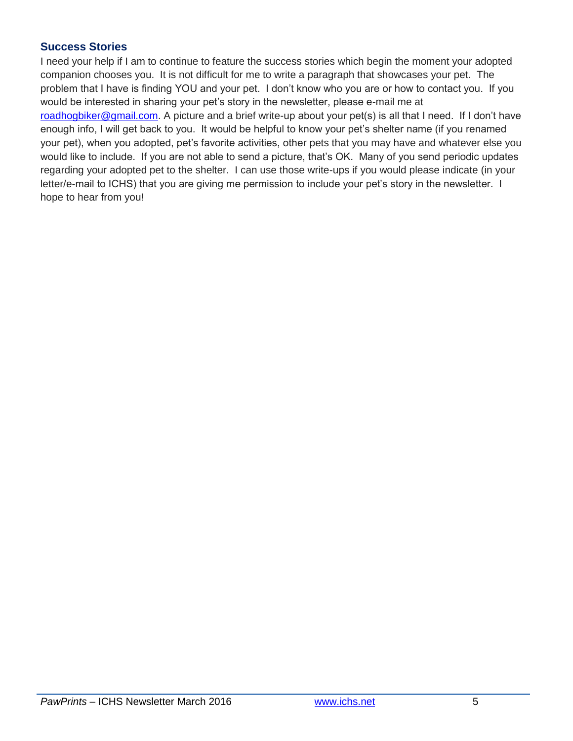### Success Stories

I need your help if I am to continue to feature the success stories which begin the moment your adopted companion chooses you. It is not difficult for me to write a paragraph that showcases your pet. The problem that I have is finding YOU and your pet. I don't know who you are or how to contact you. If you would be interested in sharing your pet's story in the newsletter, please e-mail me at roadhogbiker@gmail.com. A picture and a brief write-up about your pet(s) is all that I need. If I don't have enough info, I will get back to you. It would be helpful to know your pet's shelter name (if you renamed your pet), when you adopted, pet's favorite activities, other pets that you may have and whatever else you would like to include. If you are not able to send a picture, that's OK. Many of you send periodic updates regarding your adopted pet to the shelter. I can use those write-ups if you would please indicate (in your letter/e-mail to ICHS) that you are giving me permission to include your pet's story in the newsletter. I hope to hear from you!